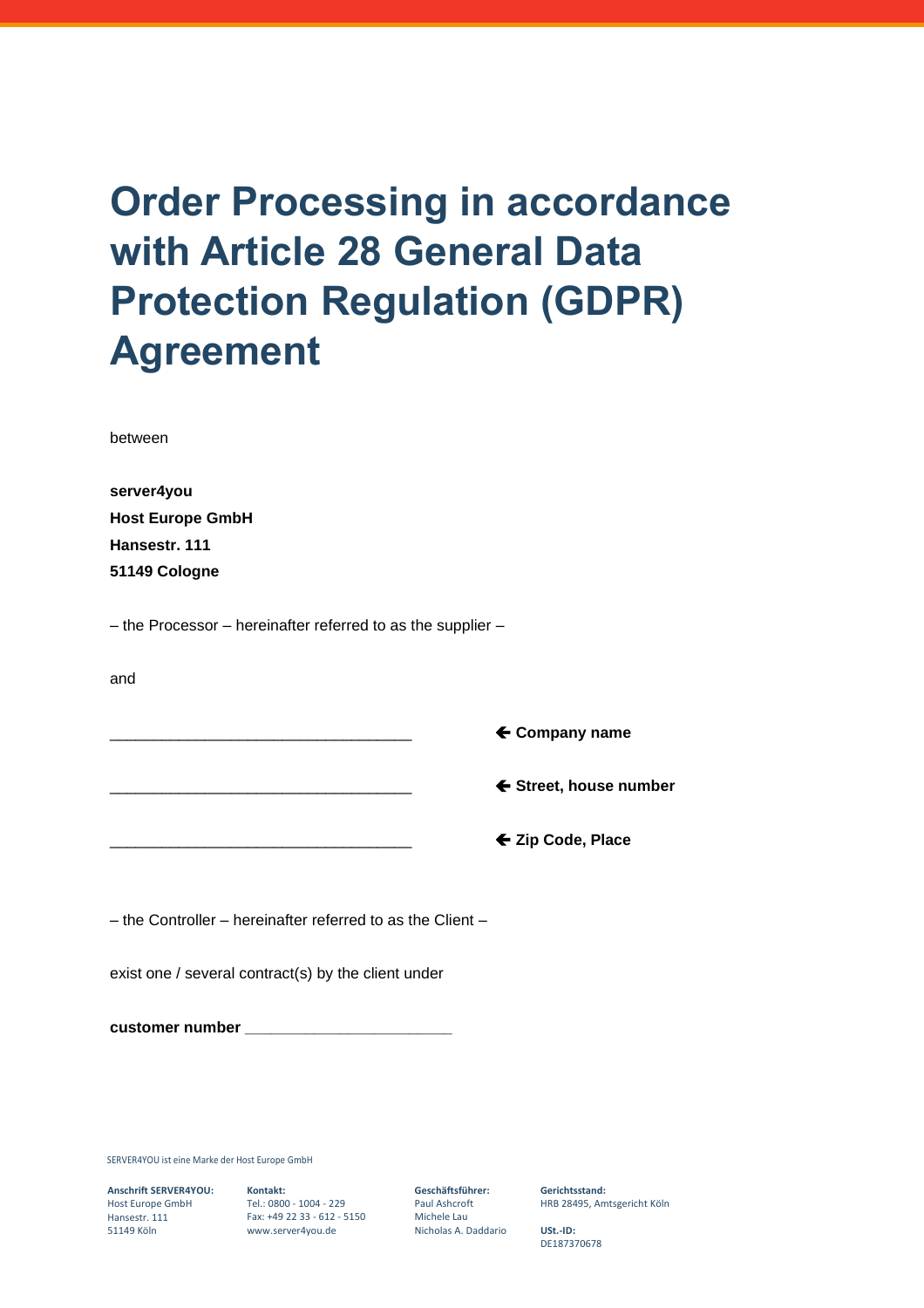# Order Processing in accordance with Article 28 General Data Protection Regulation (GDPR) Agreement

between

**server4you**
**Host Europe GmbH**
**Hansestr. 111**
**51149 Cologne**

– the Processor – hereinafter referred to as the supplier –

and

___________________________________ 🡐 **Company name**

___________________________________ 🡐 **Street, house number**

___________________________________ 🡐 **Zip Code, Place**

– the Controller – hereinafter referred to as the Client –

exist one / several contract(s) by the client under

**customer number** ________________________

SERVER4YOU ist eine Marke der Host Europe GmbH

| **Anschrift SERVER4YOU:** | **Kontakt:** | **Geschäftsführer:** | **Gerichtsstand:** |
|---|---|---|---|
| Host Europe GmbH | Tel.: 0800 - 1004 - 229 | Paul Ashcroft | HRB 28495, Amtsgericht Köln |
| Hansestr. 111 | Fax: +49 22 33 - 612 - 5150 | Michele Lau | |
| 51149 Köln | www.server4you.de | Nicholas A. Daddario | **USt.-ID:** |
| | | | DE187370678 |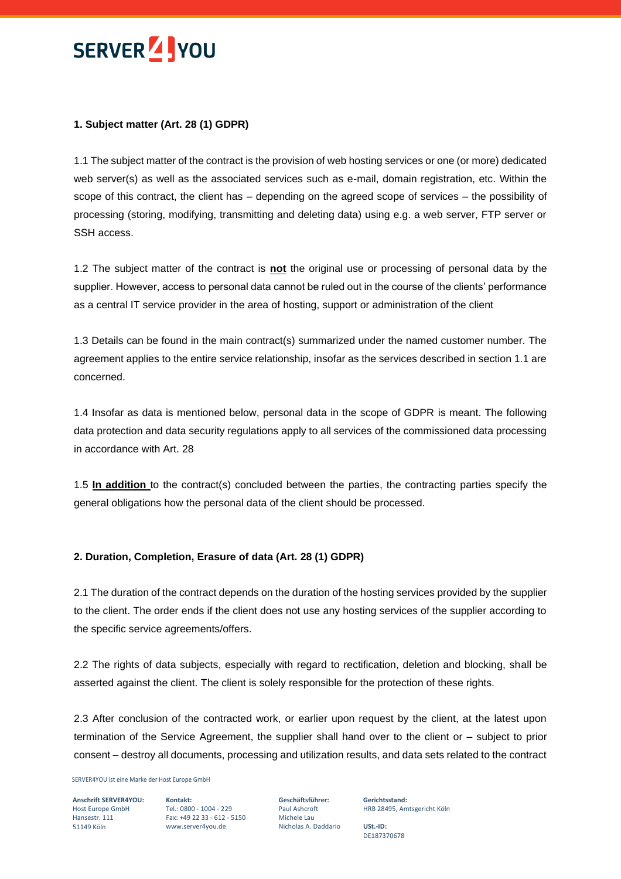## 1. Subject matter (Art. 28 (1) GDPR)

1.1 The subject matter of the contract is the provision of web hosting services or one (or more) dedicated web server(s) as well as the associated services such as e-mail, domain registration, etc. Within the scope of this contract, the client has – depending on the agreed scope of services – the possibility of processing (storing, modifying, transmitting and deleting data) using e.g. a web server, FTP server or SSH access.

1.2 The subject matter of the contract is **not** the original use or processing of personal data by the supplier. However, access to personal data cannot be ruled out in the course of the clients' performance as a central IT service provider in the area of hosting, support or administration of the client

1.3 Details can be found in the main contract(s) summarized under the named customer number. The agreement applies to the entire service relationship, insofar as the services described in section 1.1 are concerned.

1.4 Insofar as data is mentioned below, personal data in the scope of GDPR is meant. The following data protection and data security regulations apply to all services of the commissioned data processing in accordance with Art. 28

1.5 **In addition** to the contract(s) concluded between the parties, the contracting parties specify the general obligations how the personal data of the client should be processed.

## 2. Duration, Completion, Erasure of data (Art. 28 (1) GDPR)

2.1 The duration of the contract depends on the duration of the hosting services provided by the supplier to the client. The order ends if the client does not use any hosting services of the supplier according to the specific service agreements/offers.

2.2 The rights of data subjects, especially with regard to rectification, deletion and blocking, shall be asserted against the client. The client is solely responsible for the protection of these rights.

2.3 After conclusion of the contracted work, or earlier upon request by the client, at the latest upon termination of the Service Agreement, the supplier shall hand over to the client or – subject to prior consent – destroy all documents, processing and utilization results, and data sets related to the contract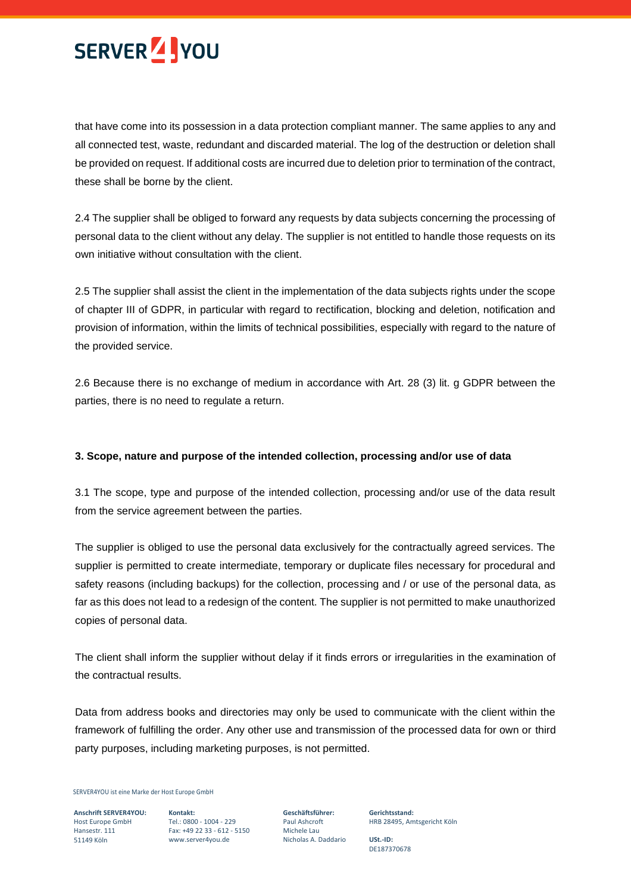that have come into its possession in a data protection compliant manner. The same applies to any and all connected test, waste, redundant and discarded material. The log of the destruction or deletion shall be provided on request. If additional costs are incurred due to deletion prior to termination of the contract, these shall be borne by the client.

2.4 The supplier shall be obliged to forward any requests by data subjects concerning the processing of personal data to the client without any delay. The supplier is not entitled to handle those requests on its own initiative without consultation with the client.

2.5 The supplier shall assist the client in the implementation of the data subjects rights under the scope of chapter III of GDPR, in particular with regard to rectification, blocking and deletion, notification and provision of information, within the limits of technical possibilities, especially with regard to the nature of the provided service.

2.6 Because there is no exchange of medium in accordance with Art. 28 (3) lit. g GDPR between the parties, there is no need to regulate a return.

**3. Scope, nature and purpose of the intended collection, processing and/or use of data**

3.1 The scope, type and purpose of the intended collection, processing and/or use of the data result from the service agreement between the parties.

The supplier is obliged to use the personal data exclusively for the contractually agreed services. The supplier is permitted to create intermediate, temporary or duplicate files necessary for procedural and safety reasons (including backups) for the collection, processing and / or use of the personal data, as far as this does not lead to a redesign of the content. The supplier is not permitted to make unauthorized copies of personal data.

The client shall inform the supplier without delay if it finds errors or irregularities in the examination of the contractual results.

Data from address books and directories may only be used to communicate with the client within the framework of fulfilling the order. Any other use and transmission of the processed data for own or third party purposes, including marketing purposes, is not permitted.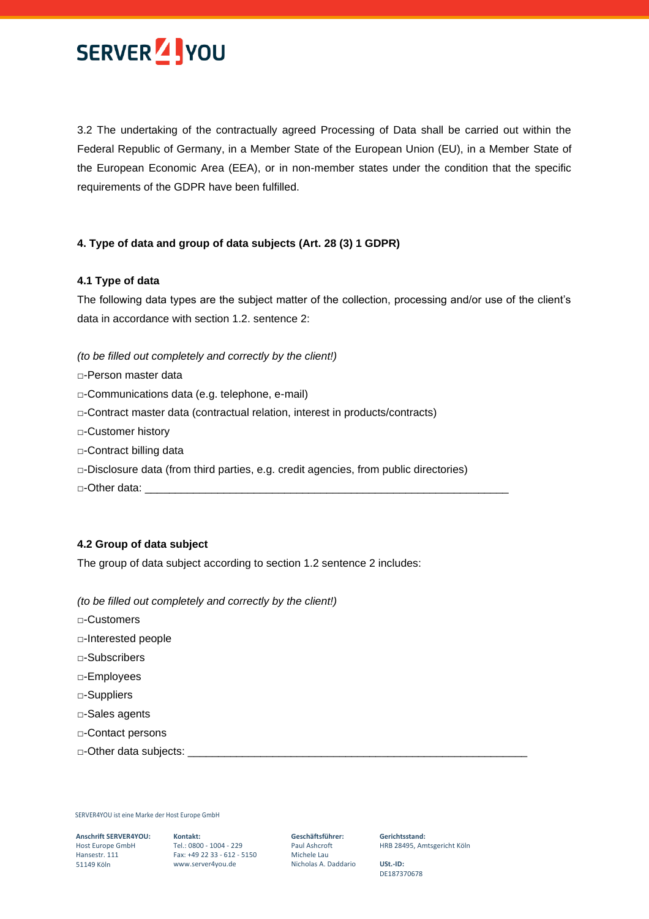3.2 The undertaking of the contractually agreed Processing of Data shall be carried out within the Federal Republic of Germany, in a Member State of the European Union (EU), in a Member State of the European Economic Area (EEA), or in non-member states under the condition that the specific requirements of the GDPR have been fulfilled.

### 4. Type of data and group of data subjects (Art. 28 (3) 1 GDPR)

#### 4.1 Type of data

The following data types are the subject matter of the collection, processing and/or use of the client's data in accordance with section 1.2. sentence 2:

*(to be filled out completely and correctly by the client!)*

□-Person master data
□-Communications data (e.g. telephone, e-mail)
□-Contract master data (contractual relation, interest in products/contracts)
□-Customer history
□-Contract billing data
□-Disclosure data (from third parties, e.g. credit agencies, from public directories)
□-Other data: ____________________________________________________________

#### 4.2 Group of data subject

The group of data subject according to section 1.2 sentence 2 includes:

*(to be filled out completely and correctly by the client!)*

□-Customers
□-Interested people
□-Subscribers
□-Employees
□-Suppliers
□-Sales agents
□-Contact persons
□-Other data subjects: ________________________________________________________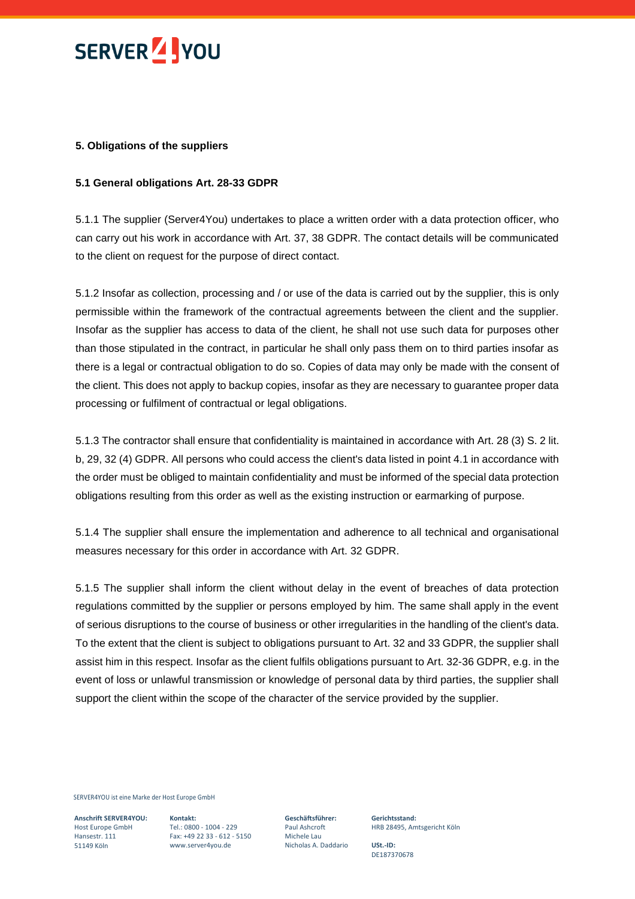## 5. Obligations of the suppliers

### 5.1 General obligations Art. 28-33 GDPR

5.1.1 The supplier (Server4You) undertakes to place a written order with a data protection officer, who can carry out his work in accordance with Art. 37, 38 GDPR. The contact details will be communicated to the client on request for the purpose of direct contact.

5.1.2 Insofar as collection, processing and / or use of the data is carried out by the supplier, this is only permissible within the framework of the contractual agreements between the client and the supplier. Insofar as the supplier has access to data of the client, he shall not use such data for purposes other than those stipulated in the contract, in particular he shall only pass them on to third parties insofar as there is a legal or contractual obligation to do so. Copies of data may only be made with the consent of the client. This does not apply to backup copies, insofar as they are necessary to guarantee proper data processing or fulfilment of contractual or legal obligations.

5.1.3 The contractor shall ensure that confidentiality is maintained in accordance with Art. 28 (3) S. 2 lit. b, 29, 32 (4) GDPR. All persons who could access the client's data listed in point 4.1 in accordance with the order must be obliged to maintain confidentiality and must be informed of the special data protection obligations resulting from this order as well as the existing instruction or earmarking of purpose.

5.1.4 The supplier shall ensure the implementation and adherence to all technical and organisational measures necessary for this order in accordance with Art. 32 GDPR.

5.1.5 The supplier shall inform the client without delay in the event of breaches of data protection regulations committed by the supplier or persons employed by him. The same shall apply in the event of serious disruptions to the course of business or other irregularities in the handling of the client's data. To the extent that the client is subject to obligations pursuant to Art. 32 and 33 GDPR, the supplier shall assist him in this respect. Insofar as the client fulfils obligations pursuant to Art. 32-36 GDPR, e.g. in the event of loss or unlawful transmission or knowledge of personal data by third parties, the supplier shall support the client within the scope of the character of the service provided by the supplier.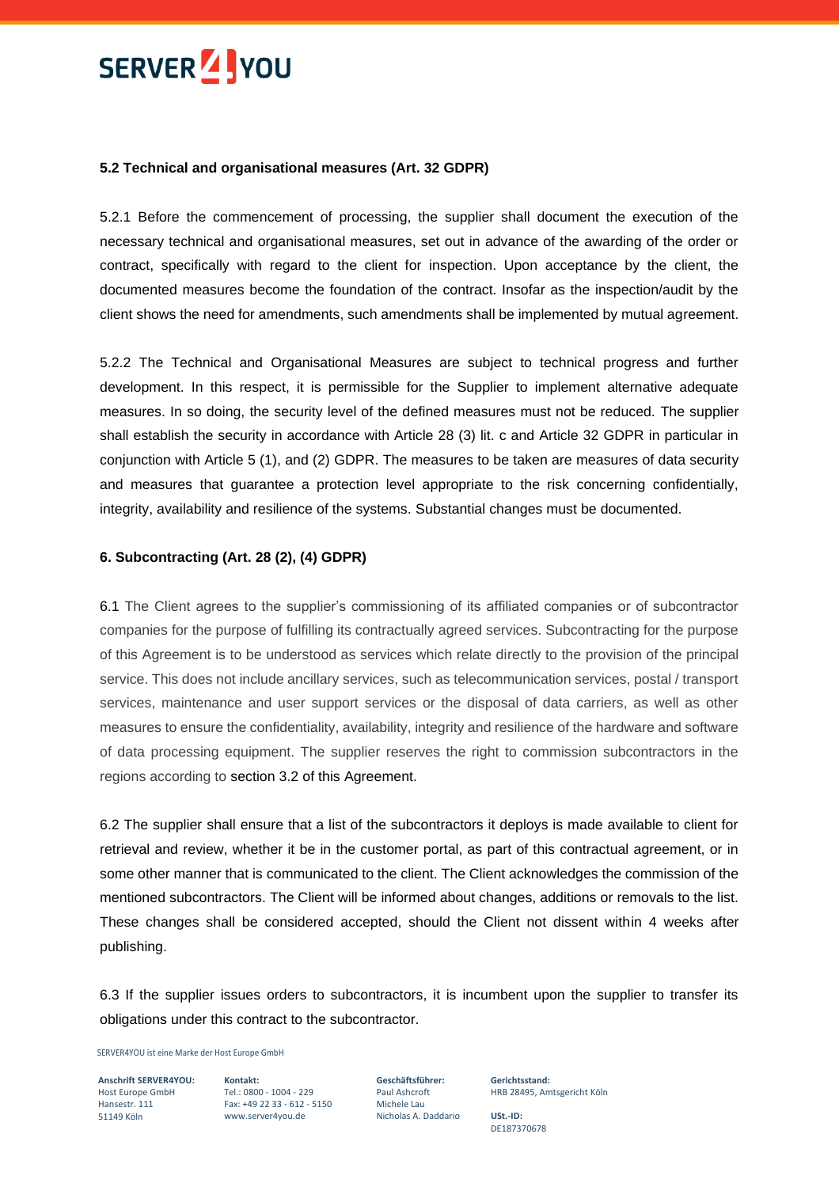**5.2 Technical and organisational measures (Art. 32 GDPR)**

5.2.1 Before the commencement of processing, the supplier shall document the execution of the necessary technical and organisational measures, set out in advance of the awarding of the order or contract, specifically with regard to the client for inspection. Upon acceptance by the client, the documented measures become the foundation of the contract. Insofar as the inspection/audit by the client shows the need for amendments, such amendments shall be implemented by mutual agreement.

5.2.2 The Technical and Organisational Measures are subject to technical progress and further development. In this respect, it is permissible for the Supplier to implement alternative adequate measures. In so doing, the security level of the defined measures must not be reduced. The supplier shall establish the security in accordance with Article 28 (3) lit. c and Article 32 GDPR in particular in conjunction with Article 5 (1), and (2) GDPR. The measures to be taken are measures of data security and measures that guarantee a protection level appropriate to the risk concerning confidentially, integrity, availability and resilience of the systems. Substantial changes must be documented.

**6. Subcontracting (Art. 28 (2), (4) GDPR)**

6.1 The Client agrees to the supplier's commissioning of its affiliated companies or of subcontractor companies for the purpose of fulfilling its contractually agreed services. Subcontracting for the purpose of this Agreement is to be understood as services which relate directly to the provision of the principal service. This does not include ancillary services, such as telecommunication services, postal / transport services, maintenance and user support services or the disposal of data carriers, as well as other measures to ensure the confidentiality, availability, integrity and resilience of the hardware and software of data processing equipment. The supplier reserves the right to commission subcontractors in the regions according to section 3.2 of this Agreement.

6.2 The supplier shall ensure that a list of the subcontractors it deploys is made available to client for retrieval and review, whether it be in the customer portal, as part of this contractual agreement, or in some other manner that is communicated to the client. The Client acknowledges the commission of the mentioned subcontractors. The Client will be informed about changes, additions or removals to the list. These changes shall be considered accepted, should the Client not dissent within 4 weeks after publishing.

6.3 If the supplier issues orders to subcontractors, it is incumbent upon the supplier to transfer its obligations under this contract to the subcontractor.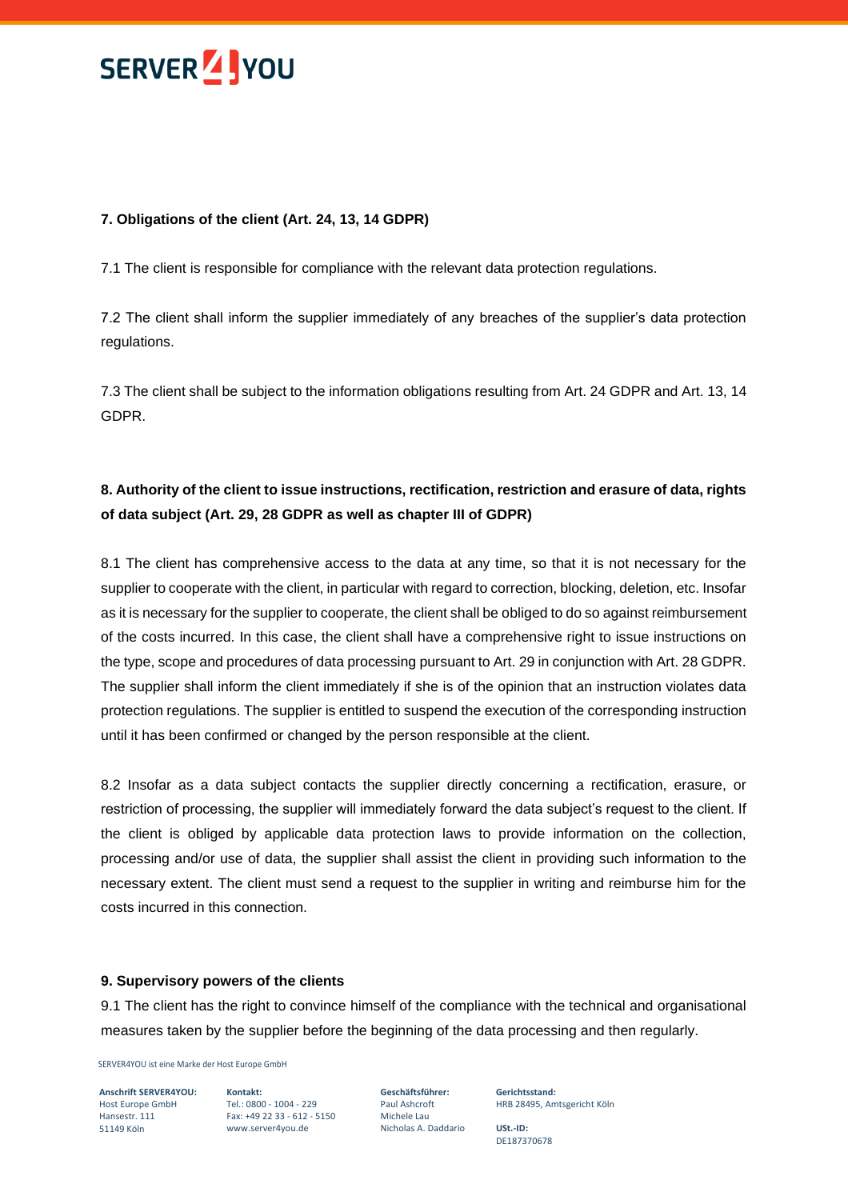**7. Obligations of the client (Art. 24, 13, 14 GDPR)**

7.1 The client is responsible for compliance with the relevant data protection regulations.

7.2 The client shall inform the supplier immediately of any breaches of the supplier's data protection regulations.

7.3 The client shall be subject to the information obligations resulting from Art. 24 GDPR and Art. 13, 14 GDPR.

**8. Authority of the client to issue instructions, rectification, restriction and erasure of data, rights of data subject (Art. 29, 28 GDPR as well as chapter III of GDPR)**

8.1 The client has comprehensive access to the data at any time, so that it is not necessary for the supplier to cooperate with the client, in particular with regard to correction, blocking, deletion, etc. Insofar as it is necessary for the supplier to cooperate, the client shall be obliged to do so against reimbursement of the costs incurred. In this case, the client shall have a comprehensive right to issue instructions on the type, scope and procedures of data processing pursuant to Art. 29 in conjunction with Art. 28 GDPR. The supplier shall inform the client immediately if she is of the opinion that an instruction violates data protection regulations. The supplier is entitled to suspend the execution of the corresponding instruction until it has been confirmed or changed by the person responsible at the client.

8.2 Insofar as a data subject contacts the supplier directly concerning a rectification, erasure, or restriction of processing, the supplier will immediately forward the data subject's request to the client. If the client is obliged by applicable data protection laws to provide information on the collection, processing and/or use of data, the supplier shall assist the client in providing such information to the necessary extent. The client must send a request to the supplier in writing and reimburse him for the costs incurred in this connection.

**9. Supervisory powers of the clients**

9.1 The client has the right to convince himself of the compliance with the technical and organisational measures taken by the supplier before the beginning of the data processing and then regularly.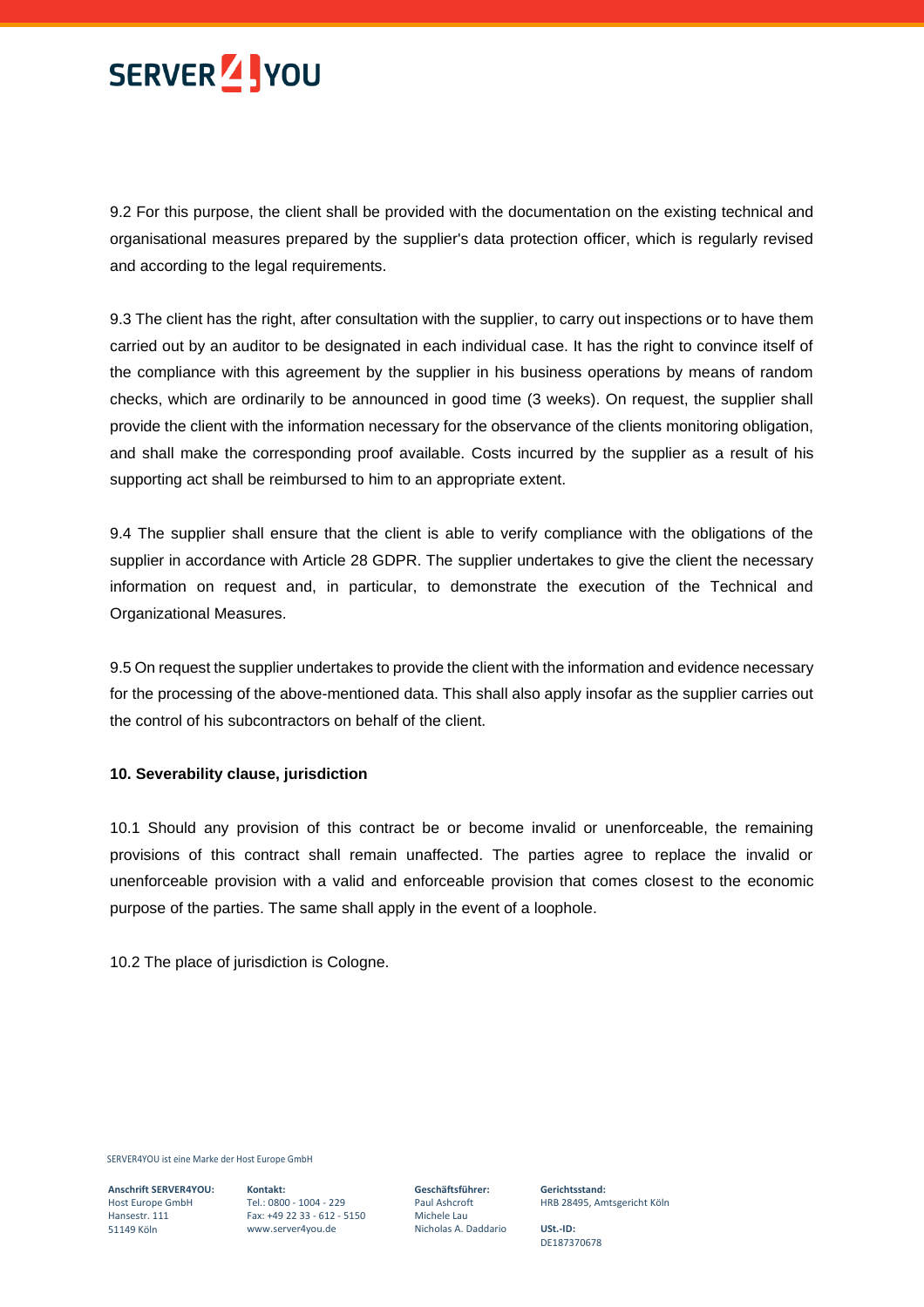9.2 For this purpose, the client shall be provided with the documentation on the existing technical and organisational measures prepared by the supplier's data protection officer, which is regularly revised and according to the legal requirements.

9.3 The client has the right, after consultation with the supplier, to carry out inspections or to have them carried out by an auditor to be designated in each individual case. It has the right to convince itself of the compliance with this agreement by the supplier in his business operations by means of random checks, which are ordinarily to be announced in good time (3 weeks). On request, the supplier shall provide the client with the information necessary for the observance of the clients monitoring obligation, and shall make the corresponding proof available. Costs incurred by the supplier as a result of his supporting act shall be reimbursed to him to an appropriate extent.

9.4 The supplier shall ensure that the client is able to verify compliance with the obligations of the supplier in accordance with Article 28 GDPR. The supplier undertakes to give the client the necessary information on request and, in particular, to demonstrate the execution of the Technical and Organizational Measures.

9.5 On request the supplier undertakes to provide the client with the information and evidence necessary for the processing of the above-mentioned data. This shall also apply insofar as the supplier carries out the control of his subcontractors on behalf of the client.

**10. Severability clause, jurisdiction**

10.1 Should any provision of this contract be or become invalid or unenforceable, the remaining provisions of this contract shall remain unaffected. The parties agree to replace the invalid or unenforceable provision with a valid and enforceable provision that comes closest to the economic purpose of the parties. The same shall apply in the event of a loophole.

10.2 The place of jurisdiction is Cologne.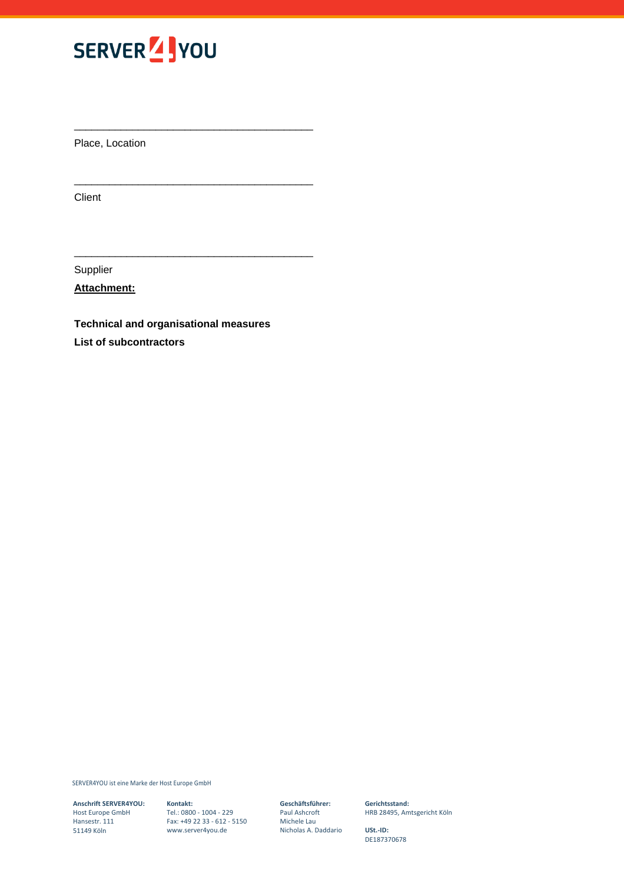\_\_\_\_\_\_\_\_\_\_\_\_\_\_\_\_\_\_\_\_\_\_\_\_\_\_\_\_\_\_\_\_\_\_\_\_\_\_\_\_\_\_

Place, Location

\_\_\_\_\_\_\_\_\_\_\_\_\_\_\_\_\_\_\_\_\_\_\_\_\_\_\_\_\_\_\_\_\_\_\_\_\_\_\_\_\_\_

Client

\_\_\_\_\_\_\_\_\_\_\_\_\_\_\_\_\_\_\_\_\_\_\_\_\_\_\_\_\_\_\_\_\_\_\_\_\_\_\_\_\_\_

Supplier

**<u>Attachment:</u>**

**Technical and organisational measures**

**List of subcontractors**